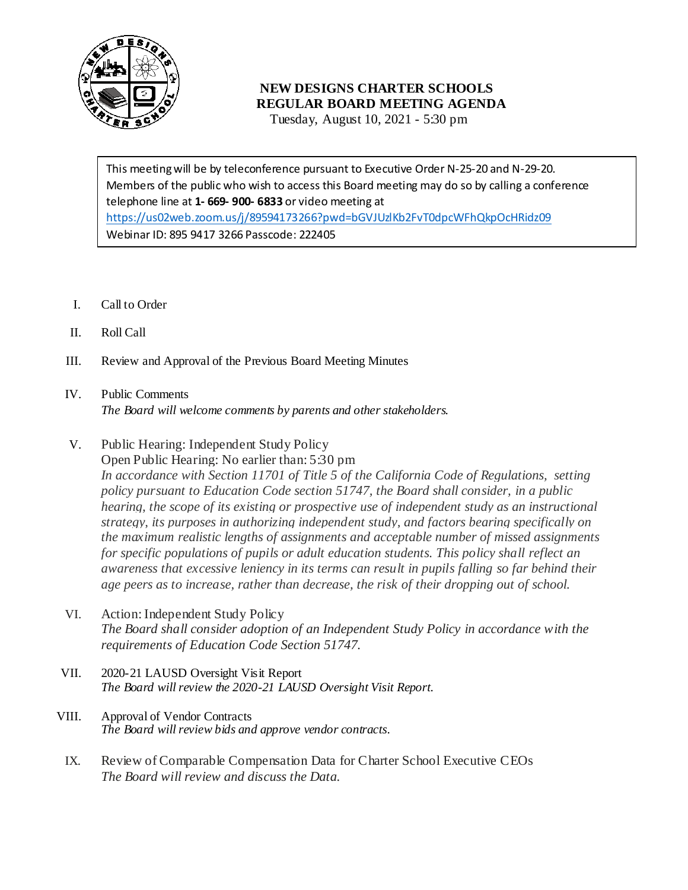# NEW DESIGNS CHARTER SCHOOLS
## REGULAR BOARD MEETING AGENDA

Tuesday, August 10, 2021 - 5:30 pm

> This meeting will be by teleconference pursuant to Executive Order N-25-20 and N-29-20. Members of the public who wish to access this Board meeting may do so by calling a conference telephone line at **1- 669- 900- 6833** or video meeting at https://us02web.zoom.us/j/89594173266?pwd=bGVJUzlKb2FvT0dpcWFhQkpOcHRidz09
> Webinar ID: 895 9417 3266 Passcode: 222405

I. Call to Order

II. Roll Call

III. Review and Approval of the Previous Board Meeting Minutes

IV. Public Comments
*The Board will welcome comments by parents and other stakeholders.*

V. Public Hearing: Independent Study Policy
Open Public Hearing: No earlier than: 5:30 pm
*In accordance with Section 11701 of Title 5 of the California Code of Regulations, setting policy pursuant to Education Code section 51747, the Board shall consider, in a public hearing, the scope of its existing or prospective use of independent study as an instructional strategy, its purposes in authorizing independent study, and factors bearing specifically on the maximum realistic lengths of assignments and acceptable number of missed assignments for specific populations of pupils or adult education students. This policy shall reflect an awareness that excessive leniency in its terms can result in pupils falling so far behind their age peers as to increase, rather than decrease, the risk of their dropping out of school.*

VI. Action: Independent Study Policy
*The Board shall consider adoption of an Independent Study Policy in accordance with the requirements of Education Code Section 51747.*

VII. 2020-21 LAUSD Oversight Visit Report
*The Board will review the 2020-21 LAUSD Oversight Visit Report.*

VIII. Approval of Vendor Contracts
*The Board will review bids and approve vendor contracts.*

IX. Review of Comparable Compensation Data for Charter School Executive CEOs
*The Board will review and discuss the Data.*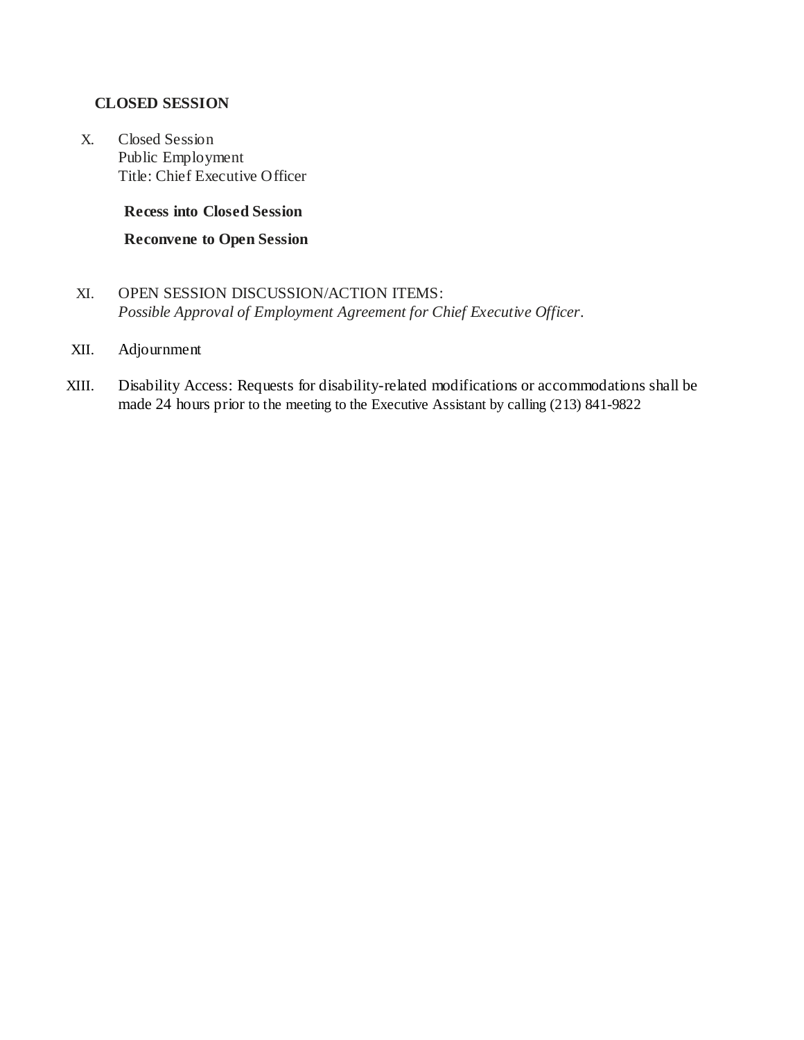**CLOSED SESSION**

X. Closed Session
Public Employment
Title: Chief Executive Officer

**Recess into Closed Session**

**Reconvene to Open Session**

XI. OPEN SESSION DISCUSSION/ACTION ITEMS:
*Possible Approval of Employment Agreement for Chief Executive Officer*.

XII. Adjournment

XIII. Disability Access: Requests for disability-related modifications or accommodations shall be made 24 hours prior to the meeting to the Executive Assistant by calling (213) 841-9822